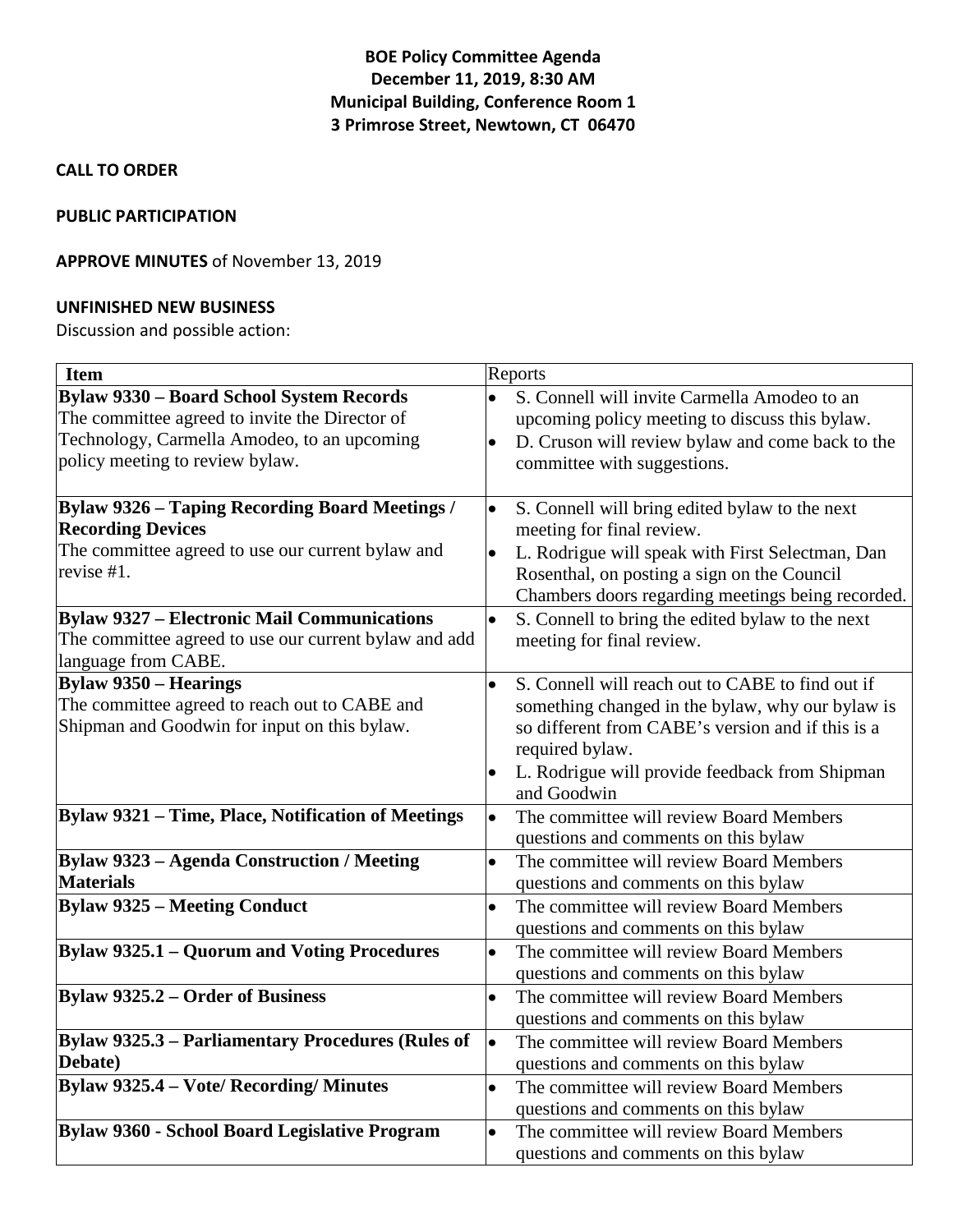# BOE Policy Committee Agenda
## December 11, 2019, 8:30 AM
## Municipal Building, Conference Room 1
## 3 Primrose Street, Newtown, CT 06470

**CALL TO ORDER**

**PUBLIC PARTICIPATION**

**APPROVE MINUTES** of November 13, 2019

**UNFINISHED NEW BUSINESS**

Discussion and possible action:

| Item | Reports |
|---|---|
| **Bylaw 9330 – Board School System Records**<br>The committee agreed to invite the Director of Technology, Carmella Amodeo, to an upcoming policy meeting to review bylaw. | • S. Connell will invite Carmella Amodeo to an upcoming policy meeting to discuss this bylaw.<br>• D. Cruson will review bylaw and come back to the committee with suggestions. |
| **Bylaw 9326 – Taping Recording Board Meetings / Recording Devices**<br>The committee agreed to use our current bylaw and revise #1. | • S. Connell will bring edited bylaw to the next meeting for final review.<br>• L. Rodrigue will speak with First Selectman, Dan Rosenthal, on posting a sign on the Council Chambers doors regarding meetings being recorded. |
| **Bylaw 9327 – Electronic Mail Communications**<br>The committee agreed to use our current bylaw and add language from CABE. | • S. Connell to bring the edited bylaw to the next meeting for final review. |
| **Bylaw 9350 – Hearings**<br>The committee agreed to reach out to CABE and Shipman and Goodwin for input on this bylaw. | • S. Connell will reach out to CABE to find out if something changed in the bylaw, why our bylaw is so different from CABE's version and if this is a required bylaw.<br>• L. Rodrigue will provide feedback from Shipman and Goodwin |
| **Bylaw 9321 – Time, Place, Notification of Meetings** | • The committee will review Board Members questions and comments on this bylaw |
| **Bylaw 9323 – Agenda Construction / Meeting Materials** | • The committee will review Board Members questions and comments on this bylaw |
| **Bylaw 9325 – Meeting Conduct** | • The committee will review Board Members questions and comments on this bylaw |
| **Bylaw 9325.1 – Quorum and Voting Procedures** | • The committee will review Board Members questions and comments on this bylaw |
| **Bylaw 9325.2 – Order of Business** | • The committee will review Board Members questions and comments on this bylaw |
| **Bylaw 9325.3 – Parliamentary Procedures (Rules of Debate)** | • The committee will review Board Members questions and comments on this bylaw |
| **Bylaw 9325.4 – Vote/ Recording/ Minutes** | • The committee will review Board Members questions and comments on this bylaw |
| **Bylaw 9360 - School Board Legislative Program** | • The committee will review Board Members questions and comments on this bylaw |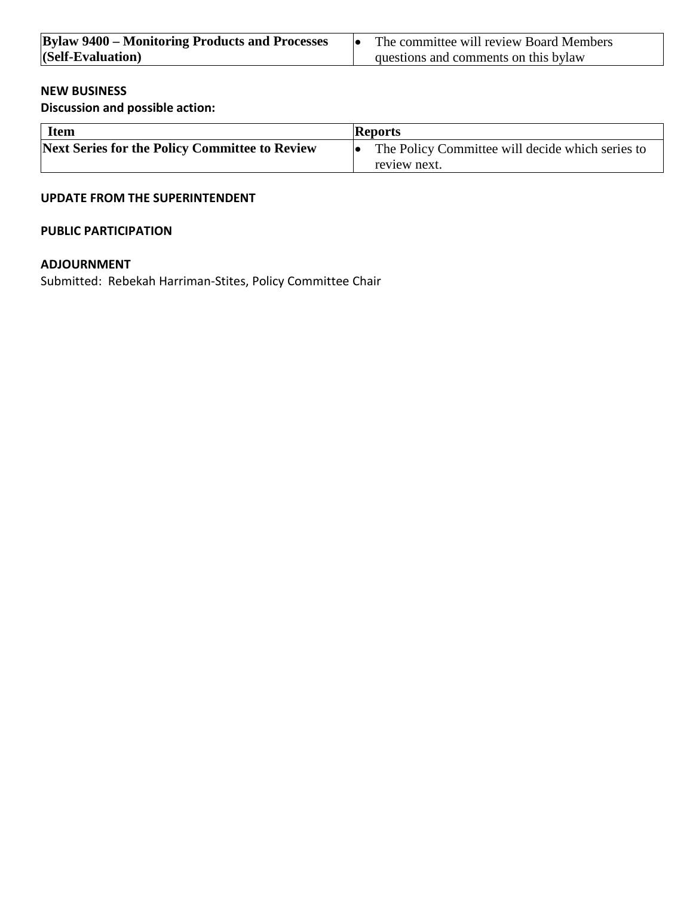| | |
|---|---|
| **Bylaw 9400 – Monitoring Products and Processes (Self-Evaluation)** | • The committee will review Board Members questions and comments on this bylaw |

**NEW BUSINESS**

**Discussion and possible action:**

| Item | Reports |
|---|---|
| **Next Series for the Policy Committee to Review** | • The Policy Committee will decide which series to review next. |

**UPDATE FROM THE SUPERINTENDENT**

**PUBLIC PARTICIPATION**

**ADJOURNMENT**

Submitted: Rebekah Harriman-Stites, Policy Committee Chair